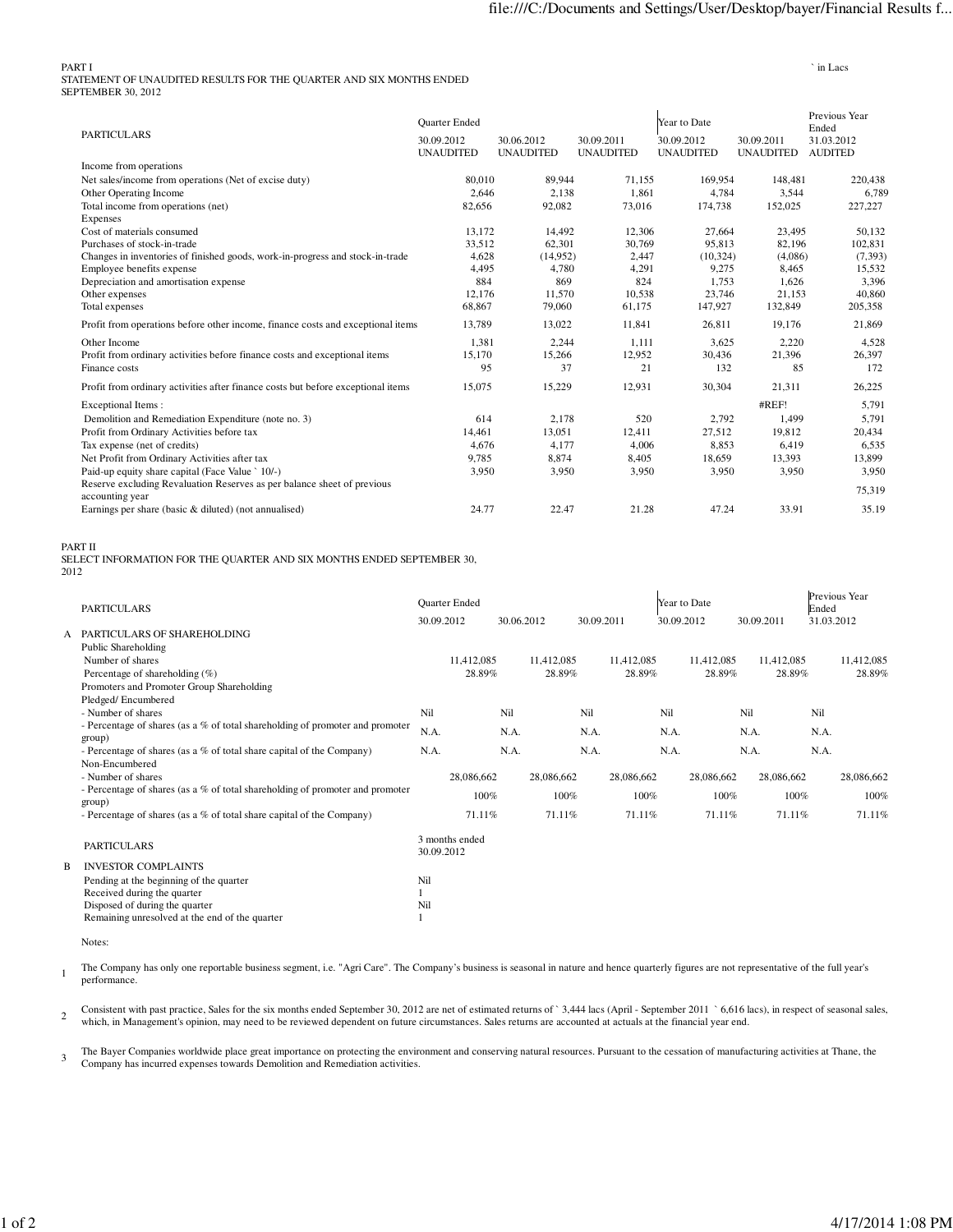PART I
STATEMENT OF UNAUDITED RESULTS FOR THE QUARTER AND SIX MONTHS ENDED SEPTEMBER 30, 2012

` in Lacs

| PARTICULARS | Quarter Ended | | | Year to Date | | Previous Year Ended |
|---|---|---|---|---|---|---|
| | 30.09.2012 UNAUDITED | 30.06.2012 UNAUDITED | 30.09.2011 UNAUDITED | 30.09.2012 UNAUDITED | 30.09.2011 UNAUDITED | 31.03.2012 AUDITED |
| Income from operations | | | | | | |
| Net sales/income from operations (Net of excise duty) | 80,010 | 89,944 | 71,155 | 169,954 | 148,481 | 220,438 |
| Other Operating Income | 2,646 | 2,138 | 1,861 | 4,784 | 3,544 | 6,789 |
| Total income from operations (net) | 82,656 | 92,082 | 73,016 | 174,738 | 152,025 | 227,227 |
| Expenses | | | | | | |
| Cost of materials consumed | 13,172 | 14,492 | 12,306 | 27,664 | 23,495 | 50,132 |
| Purchases of stock-in-trade | 33,512 | 62,301 | 30,769 | 95,813 | 82,196 | 102,831 |
| Changes in inventories of finished goods, work-in-progress and stock-in-trade | 4,628 | (14,952) | 2,447 | (10,324) | (4,086) | (7,393) |
| Employee benefits expense | 4,495 | 4,780 | 4,291 | 9,275 | 8,465 | 15,532 |
| Depreciation and amortisation expense | 884 | 869 | 824 | 1,753 | 1,626 | 3,396 |
| Other expenses | 12,176 | 11,570 | 10,538 | 23,746 | 21,153 | 40,860 |
| Total expenses | 68,867 | 79,060 | 61,175 | 147,927 | 132,849 | 205,358 |
| Profit from operations before other income, finance costs and exceptional items | 13,789 | 13,022 | 11,841 | 26,811 | 19,176 | 21,869 |
| Other Income | 1,381 | 2,244 | 1,111 | 3,625 | 2,220 | 4,528 |
| Profit from ordinary activities before finance costs and exceptional items | 15,170 | 15,266 | 12,952 | 30,436 | 21,396 | 26,397 |
| Finance costs | 95 | 37 | 21 | 132 | 85 | 172 |
| Profit from ordinary activities after finance costs but before exceptional items | 15,075 | 15,229 | 12,931 | 30,304 | 21,311 | 26,225 |
| Exceptional Items : | | | | | #REF! | 5,791 |
| Demolition and Remediation Expenditure (note no. 3) | 614 | 2,178 | 520 | 2,792 | 1,499 | 5,791 |
| Profit from Ordinary Activities before tax | 14,461 | 13,051 | 12,411 | 27,512 | 19,812 | 20,434 |
| Tax expense (net of credits) | 4,676 | 4,177 | 4,006 | 8,853 | 6,419 | 6,535 |
| Net Profit from Ordinary Activities after tax | 9,785 | 8,874 | 8,405 | 18,659 | 13,393 | 13,899 |
| Paid-up equity share capital (Face Value ` 10/-) | 3,950 | 3,950 | 3,950 | 3,950 | 3,950 | 3,950 |
| Reserve excluding Revaluation Reserves as per balance sheet of previous accounting year | | | | | | 75,319 |
| Earnings per share (basic & diluted) (not annualised) | 24.77 | 22.47 | 21.28 | 47.24 | 33.91 | 35.19 |

PART II
SELECT INFORMATION FOR THE QUARTER AND SIX MONTHS ENDED SEPTEMBER 30, 2012

| | PARTICULARS | Quarter Ended | | | Year to Date | | Previous Year Ended |
|---|---|---|---|---|---|---|---|
| | | 30.09.2012 | 30.06.2012 | 30.09.2011 | 30.09.2012 | 30.09.2011 | 31.03.2012 |
| A | PARTICULARS OF SHAREHOLDING | | | | | | |
| | Public Shareholding | | | | | | |
| | Number of shares | 11,412,085 | 11,412,085 | 11,412,085 | 11,412,085 | 11,412,085 | 11,412,085 |
| | Percentage of shareholding (%) | 28.89% | 28.89% | 28.89% | 28.89% | 28.89% | 28.89% |
| | Promoters and Promoter Group Shareholding | | | | | | |
| | Pledged/ Encumbered | | | | | | |
| | - Number of shares | Nil | Nil | Nil | Nil | Nil | Nil |
| | - Percentage of shares (as a % of total shareholding of promoter and promoter group) | N.A. | N.A. | N.A. | N.A. | N.A. | N.A. |
| | - Percentage of shares (as a % of total share capital of the Company) | N.A. | N.A. | N.A. | N.A. | N.A. | N.A. |
| | Non-Encumbered | | | | | | |
| | - Number of shares | 28,086,662 | 28,086,662 | 28,086,662 | 28,086,662 | 28,086,662 | 28,086,662 |
| | - Percentage of shares (as a % of total shareholding of promoter and promoter group) | 100% | 100% | 100% | 100% | 100% | 100% |
| | - Percentage of shares (as a % of total share capital of the Company) | 71.11% | 71.11% | 71.11% | 71.11% | 71.11% | 71.11% |

| | PARTICULARS | 3 months ended 30.09.2012 |
|---|---|---|
| B | INVESTOR COMPLAINTS | |
| | Pending at the beginning of the quarter | Nil |
| | Received during the quarter | 1 |
| | Disposed of during the quarter | Nil |
| | Remaining unresolved at the end of the quarter | 1 |

Notes:

1. The Company has only one reportable business segment, i.e. "Agri Care". The Company's business is seasonal in nature and hence quarterly figures are not representative of the full year's performance.

2. Consistent with past practice, Sales for the six months ended September 30, 2012 are net of estimated returns of ` 3,444 lacs (April - September 2011 ` 6,616 lacs), in respect of seasonal sales, which, in Management's opinion, may need to be reviewed dependent on future circumstances. Sales returns are accounted at actuals at the financial year end.

3. The Bayer Companies worldwide place great importance on protecting the environment and conserving natural resources. Pursuant to the cessation of manufacturing activities at Thane, the Company has incurred expenses towards Demolition and Remediation activities.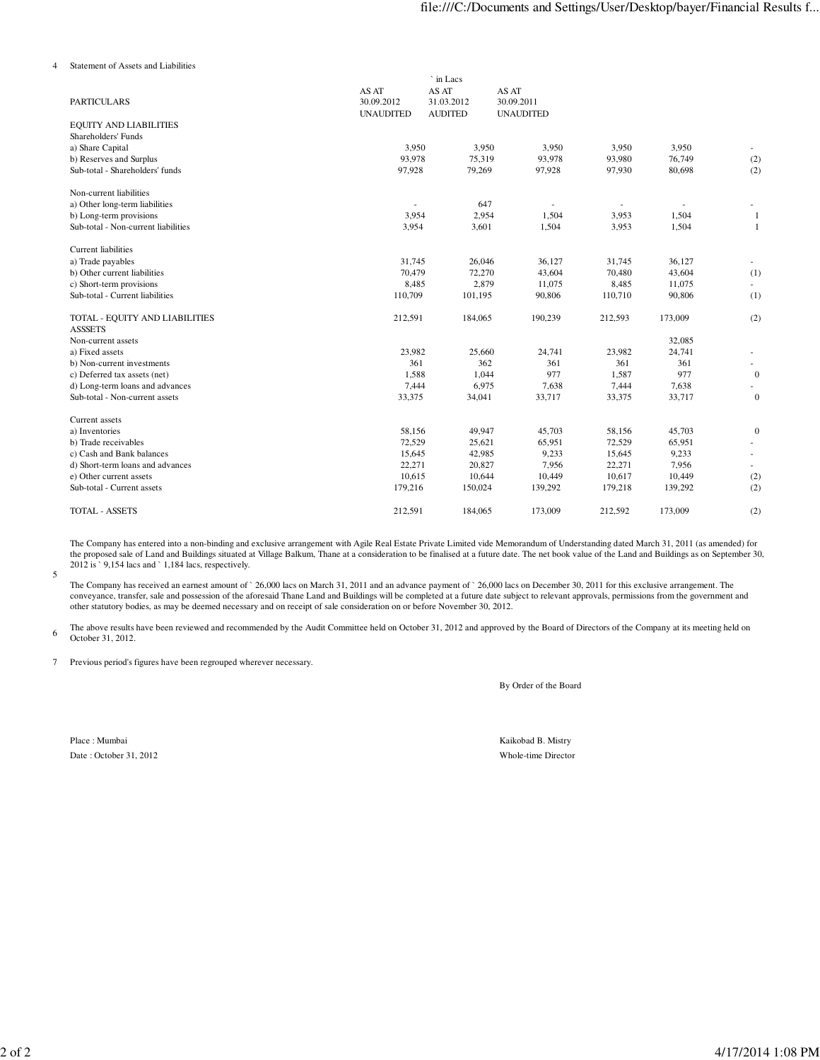4 Statement of Assets and Liabilities

| PARTICULARS | AS AT 30.09.2012 UNAUDITED | AS AT 31.03.2012 AUDITED | AS AT 30.09.2011 UNAUDITED | | | |
|---|---|---|---|---|---|---|
| | ` in Lacs | | | | | |
| EQUITY AND LIABILITIES | | | | | | |
| Shareholders' Funds | | | | | | |
| a) Share Capital | 3,950 | 3,950 | 3,950 | 3,950 | 3,950 | - |
| b) Reserves and Surplus | 93,978 | 75,319 | 93,978 | 93,980 | 76,749 | (2) |
| Sub-total - Shareholders' funds | 97,928 | 79,269 | 97,928 | 97,930 | 80,698 | (2) |
| Non-current liabilities | | | | | | |
| a) Other long-term liabilities | - | 647 | - | - | - | - |
| b) Long-term provisions | 3,954 | 2,954 | 1,504 | 3,953 | 1,504 | 1 |
| Sub-total - Non-current liabilities | 3,954 | 3,601 | 1,504 | 3,953 | 1,504 | 1 |
| Current liabilities | | | | | | |
| a) Trade payables | 31,745 | 26,046 | 36,127 | 31,745 | 36,127 | - |
| b) Other current liabilities | 70,479 | 72,270 | 43,604 | 70,480 | 43,604 | (1) |
| c) Short-term provisions | 8,485 | 2,879 | 11,075 | 8,485 | 11,075 | - |
| Sub-total - Current liabilities | 110,709 | 101,195 | 90,806 | 110,710 | 90,806 | (1) |
| TOTAL - EQUITY AND LIABILITIES | 212,591 | 184,065 | 190,239 | 212,593 | 173,009 | (2) |
| ASSSETS | | | | | | |
| Non-current assets | | | | | 32,085 | |
| a) Fixed assets | 23,982 | 25,660 | 24,741 | 23,982 | 24,741 | - |
| b) Non-current investments | 361 | 362 | 361 | 361 | 361 | - |
| c) Deferred tax assets (net) | 1,588 | 1,044 | 977 | 1,587 | 977 | 0 |
| d) Long-term loans and advances | 7,444 | 6,975 | 7,638 | 7,444 | 7,638 | - |
| Sub-total - Non-current assets | 33,375 | 34,041 | 33,717 | 33,375 | 33,717 | 0 |
| Current assets | | | | | | |
| a) Inventories | 58,156 | 49,947 | 45,703 | 58,156 | 45,703 | 0 |
| b) Trade receivables | 72,529 | 25,621 | 65,951 | 72,529 | 65,951 | - |
| c) Cash and Bank balances | 15,645 | 42,985 | 9,233 | 15,645 | 9,233 | - |
| d) Short-term loans and advances | 22,271 | 20,827 | 7,956 | 22,271 | 7,956 | - |
| e) Other current assets | 10,615 | 10,644 | 10,449 | 10,617 | 10,449 | (2) |
| Sub-total - Current assets | 179,216 | 150,024 | 139,292 | 179,218 | 139,292 | (2) |
| TOTAL - ASSETS | 212,591 | 184,065 | 173,009 | 212,592 | 173,009 | (2) |

5 The Company has entered into a non-binding and exclusive arrangement with Agile Real Estate Private Limited vide Memorandum of Understanding dated March 31, 2011 (as amended) for the proposed sale of Land and Buildings situated at Village Balkum, Thane at a consideration to be finalised at a future date. The net book value of the Land and Buildings as on September 30, 2012 is ` 9,154 lacs and ` 1,184 lacs, respectively.

The Company has received an earnest amount of ` 26,000 lacs on March 31, 2011 and an advance payment of ` 26,000 lacs on December 30, 2011 for this exclusive arrangement. The conveyance, transfer, sale and possession of the aforesaid Thane Land and Buildings will be completed at a future date subject to relevant approvals, permissions from the government and other statutory bodies, as may be deemed necessary and on receipt of sale consideration on or before November 30, 2012.

6 The above results have been reviewed and recommended by the Audit Committee held on October 31, 2012 and approved by the Board of Directors of the Company at its meeting held on October 31, 2012.

7 Previous period's figures have been regrouped wherever necessary.

By Order of the Board

Place : Mumbai
Date : October 31, 2012

Kaikobad B. Mistry
Whole-time Director